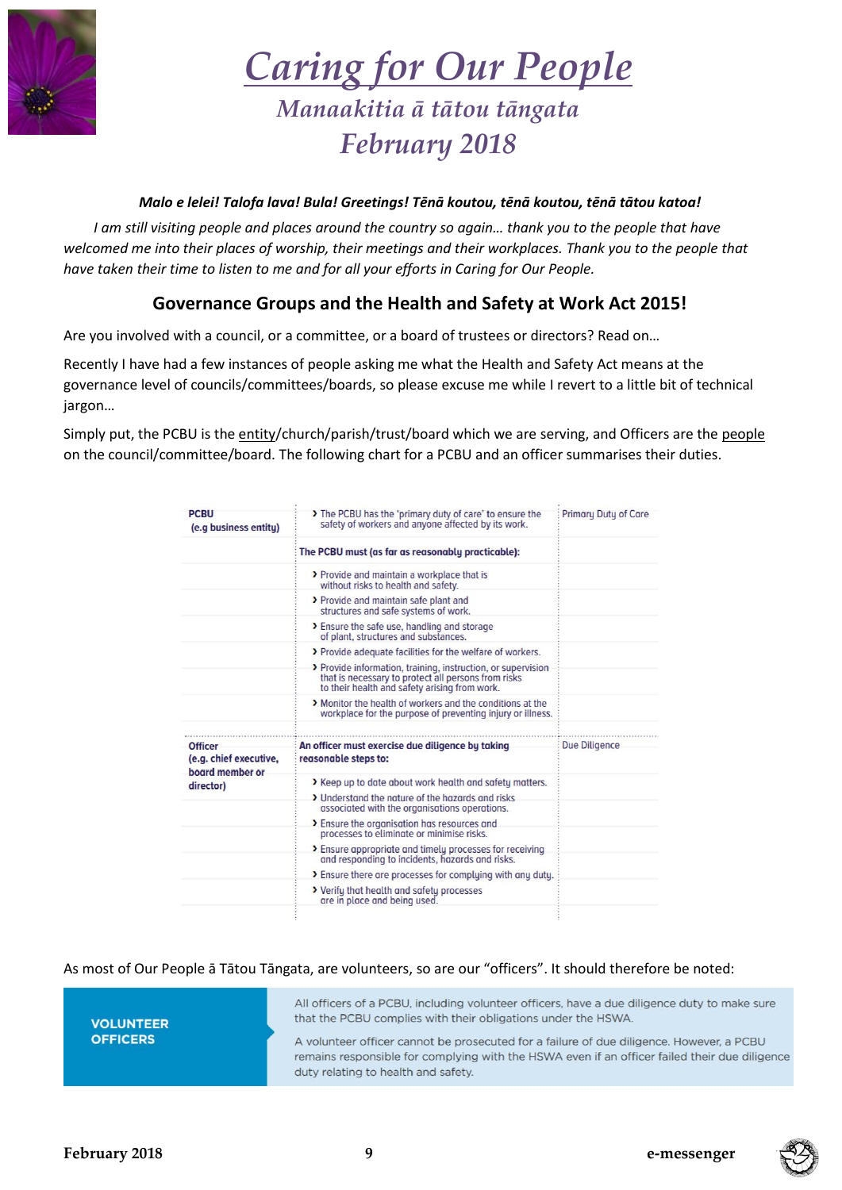# Caring for Our People

## Manaakitia ā tātou tāngata

## February 2018

***Malo e lelei! Talofa lava! Bula! Greetings! Tēnā koutou, tēnā koutou, tēnā tātou katoa!***

*I am still visiting people and places around the country so again… thank you to the people that have welcomed me into their places of worship, their meetings and their workplaces. Thank you to the people that have taken their time to listen to me and for all your efforts in Caring for Our People.*

## Governance Groups and the Health and Safety at Work Act 2015!

Are you involved with a council, or a committee, or a board of trustees or directors? Read on…

Recently I have had a few instances of people asking me what the Health and Safety Act means at the governance level of councils/committees/boards, so please excuse me while I revert to a little bit of technical jargon…

Simply put, the PCBU is the entity/church/parish/trust/board which we are serving, and Officers are the people on the council/committee/board. The following chart for a PCBU and an officer summarises their duties.

| | | |
|---|---|---|
| **PCBU** (e.g business entity) | › The PCBU has the 'primary duty of care' to ensure the safety of workers and anyone affected by its work. | Primary Duty of Care |
| | **The PCBU must (as far as reasonably practicable):** | |
| | › Provide and maintain a workplace that is without risks to health and safety. | |
| | › Provide and maintain safe plant and structures and safe systems of work. | |
| | › Ensure the safe use, handling and storage of plant, structures and substances. | |
| | › Provide adequate facilities for the welfare of workers. | |
| | › Provide information, training, instruction, or supervision that is necessary to protect all persons from risks to their health and safety arising from work. | |
| | › Monitor the health of workers and the conditions at the workplace for the purpose of preventing injury or illness. | |
| **Officer** (e.g. chief executive, board member or director) | **An officer must exercise due diligence by taking reasonable steps to:** | Due Diligence |
| | › Keep up to date about work health and safety matters. | |
| | › Understand the nature of the hazards and risks associated with the organisations operations. | |
| | › Ensure the organisation has resources and processes to eliminate or minimise risks. | |
| | › Ensure appropriate and timely processes for receiving and responding to incidents, hazards and risks. | |
| | › Ensure there are processes for complying with any duty. | |
| | › Verify that health and safety processes are in place and being used. | |

As most of Our People ā Tātou Tāngata, are volunteers, so are our "officers". It should therefore be noted:

| **VOLUNTEER OFFICERS** | All officers of a PCBU, including volunteer officers, have a due diligence duty to make sure that the PCBU complies with their obligations under the HSWA. A volunteer officer cannot be prosecuted for a failure of due diligence. However, a PCBU remains responsible for complying with the HSWA even if an officer failed their due diligence duty relating to health and safety. |
|---|---|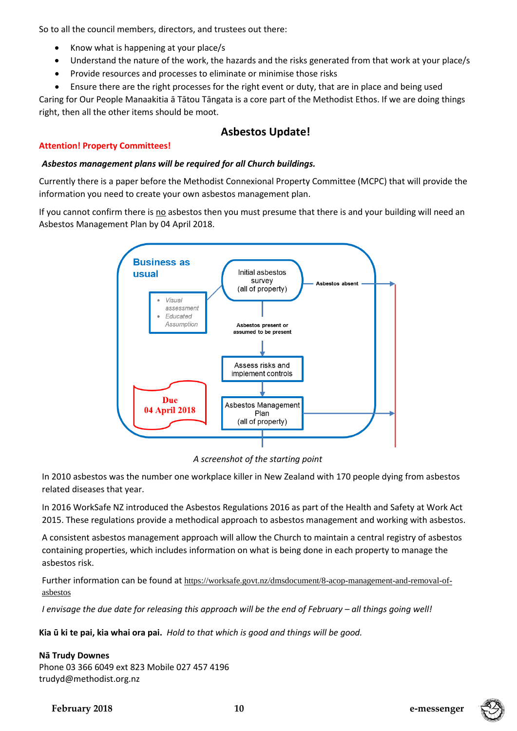So to all the council members, directors, and trustees out there:

- Know what is happening at your place/s
- Understand the nature of the work, the hazards and the risks generated from that work at your place/s
- Provide resources and processes to eliminate or minimise those risks
- Ensure there are the right processes for the right event or duty, that are in place and being used

Caring for Our People Manaakitia ā Tātou Tāngata is a core part of the Methodist Ethos. If we are doing things right, then all the other items should be moot.

## Asbestos Update!

**Attention! Property Committees!**

***Asbestos management plans will be required for all Church buildings.***

Currently there is a paper before the Methodist Connexional Property Committee (MCPC) that will provide the information you need to create your own asbestos management plan.

If you cannot confirm there is <u>no</u> asbestos then you must presume that there is and your building will need an Asbestos Management Plan by 04 April 2018.

Business as usual

- Visual assessment
- Educated Assumption

Initial asbestos survey (all of property)

Asbestos absent

Asbestos present or assumed to be present

Assess risks and implement controls

Asbestos Management Plan (all of property)

Due 04 April 2018

*A screenshot of the starting point*

In 2010 asbestos was the number one workplace killer in New Zealand with 170 people dying from asbestos related diseases that year.

In 2016 WorkSafe NZ introduced the Asbestos Regulations 2016 as part of the Health and Safety at Work Act 2015. These regulations provide a methodical approach to asbestos management and working with asbestos.

A consistent asbestos management approach will allow the Church to maintain a central registry of asbestos containing properties, which includes information on what is being done in each property to manage the asbestos risk.

Further information can be found at https://worksafe.govt.nz/dmsdocument/8-acop-management-and-removal-of-asbestos

*I envisage the due date for releasing this approach will be the end of February – all things going well!*

**Kia ū ki te pai, kia whai ora pai.** *Hold to that which is good and things will be good.*

**Nā Trudy Downes**
Phone 03 366 6049 ext 823 Mobile 027 457 4196
trudyd@methodist.org.nz